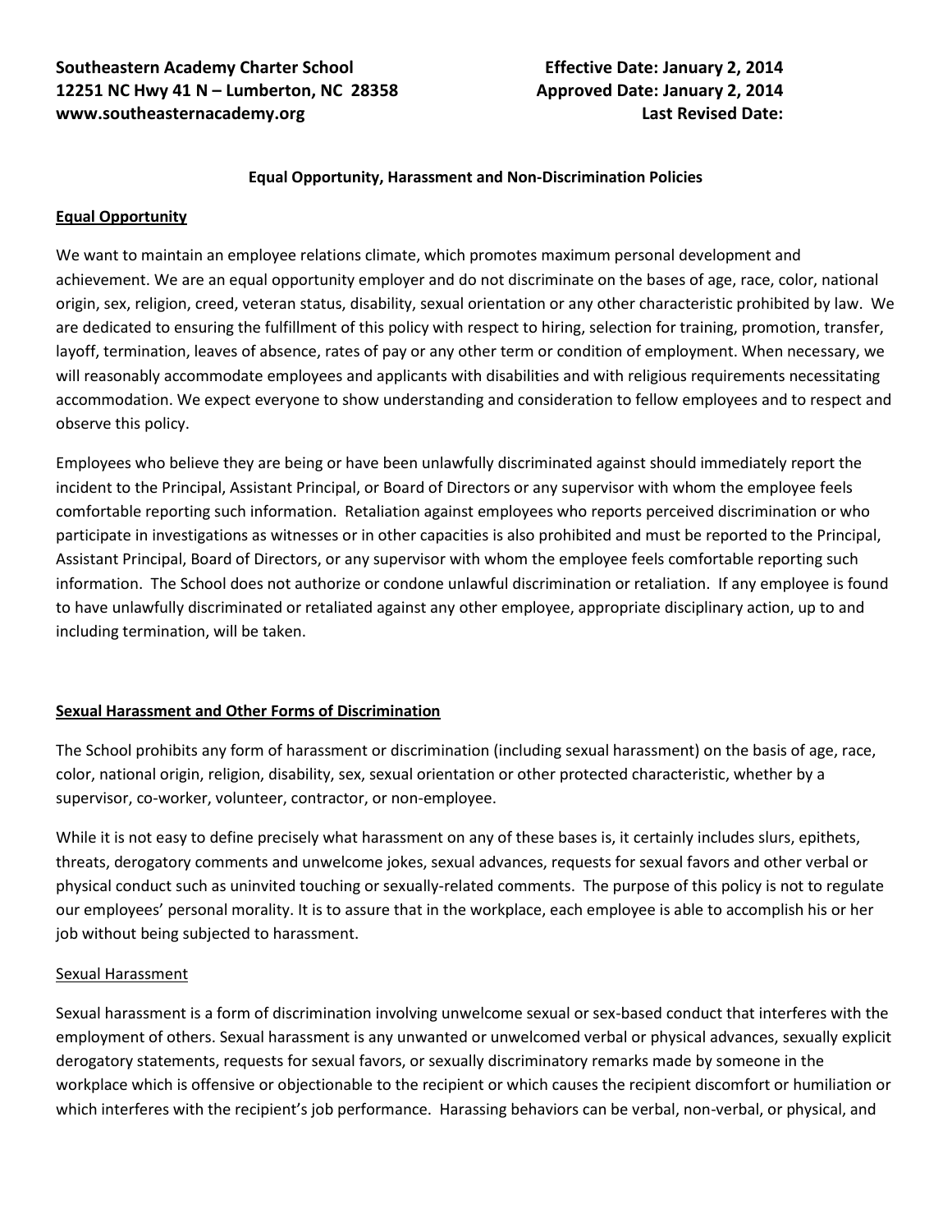**Southeastern Academy Charter School**
**12251 NC Hwy 41 N – Lumberton, NC 28358**
**www.southeasternacademy.org**

**Effective Date: January 2, 2014**
**Approved Date: January 2, 2014**
**Last Revised Date:**

## Equal Opportunity, Harassment and Non-Discrimination Policies

### Equal Opportunity

We want to maintain an employee relations climate, which promotes maximum personal development and achievement. We are an equal opportunity employer and do not discriminate on the bases of age, race, color, national origin, sex, religion, creed, veteran status, disability, sexual orientation or any other characteristic prohibited by law. We are dedicated to ensuring the fulfillment of this policy with respect to hiring, selection for training, promotion, transfer, layoff, termination, leaves of absence, rates of pay or any other term or condition of employment. When necessary, we will reasonably accommodate employees and applicants with disabilities and with religious requirements necessitating accommodation. We expect everyone to show understanding and consideration to fellow employees and to respect and observe this policy.

Employees who believe they are being or have been unlawfully discriminated against should immediately report the incident to the Principal, Assistant Principal, or Board of Directors or any supervisor with whom the employee feels comfortable reporting such information. Retaliation against employees who reports perceived discrimination or who participate in investigations as witnesses or in other capacities is also prohibited and must be reported to the Principal, Assistant Principal, Board of Directors, or any supervisor with whom the employee feels comfortable reporting such information. The School does not authorize or condone unlawful discrimination or retaliation. If any employee is found to have unlawfully discriminated or retaliated against any other employee, appropriate disciplinary action, up to and including termination, will be taken.

### Sexual Harassment and Other Forms of Discrimination

The School prohibits any form of harassment or discrimination (including sexual harassment) on the basis of age, race, color, national origin, religion, disability, sex, sexual orientation or other protected characteristic, whether by a supervisor, co-worker, volunteer, contractor, or non-employee.

While it is not easy to define precisely what harassment on any of these bases is, it certainly includes slurs, epithets, threats, derogatory comments and unwelcome jokes, sexual advances, requests for sexual favors and other verbal or physical conduct such as uninvited touching or sexually-related comments. The purpose of this policy is not to regulate our employees' personal morality. It is to assure that in the workplace, each employee is able to accomplish his or her job without being subjected to harassment.

#### Sexual Harassment

Sexual harassment is a form of discrimination involving unwelcome sexual or sex-based conduct that interferes with the employment of others. Sexual harassment is any unwanted or unwelcomed verbal or physical advances, sexually explicit derogatory statements, requests for sexual favors, or sexually discriminatory remarks made by someone in the workplace which is offensive or objectionable to the recipient or which causes the recipient discomfort or humiliation or which interferes with the recipient's job performance. Harassing behaviors can be verbal, non-verbal, or physical, and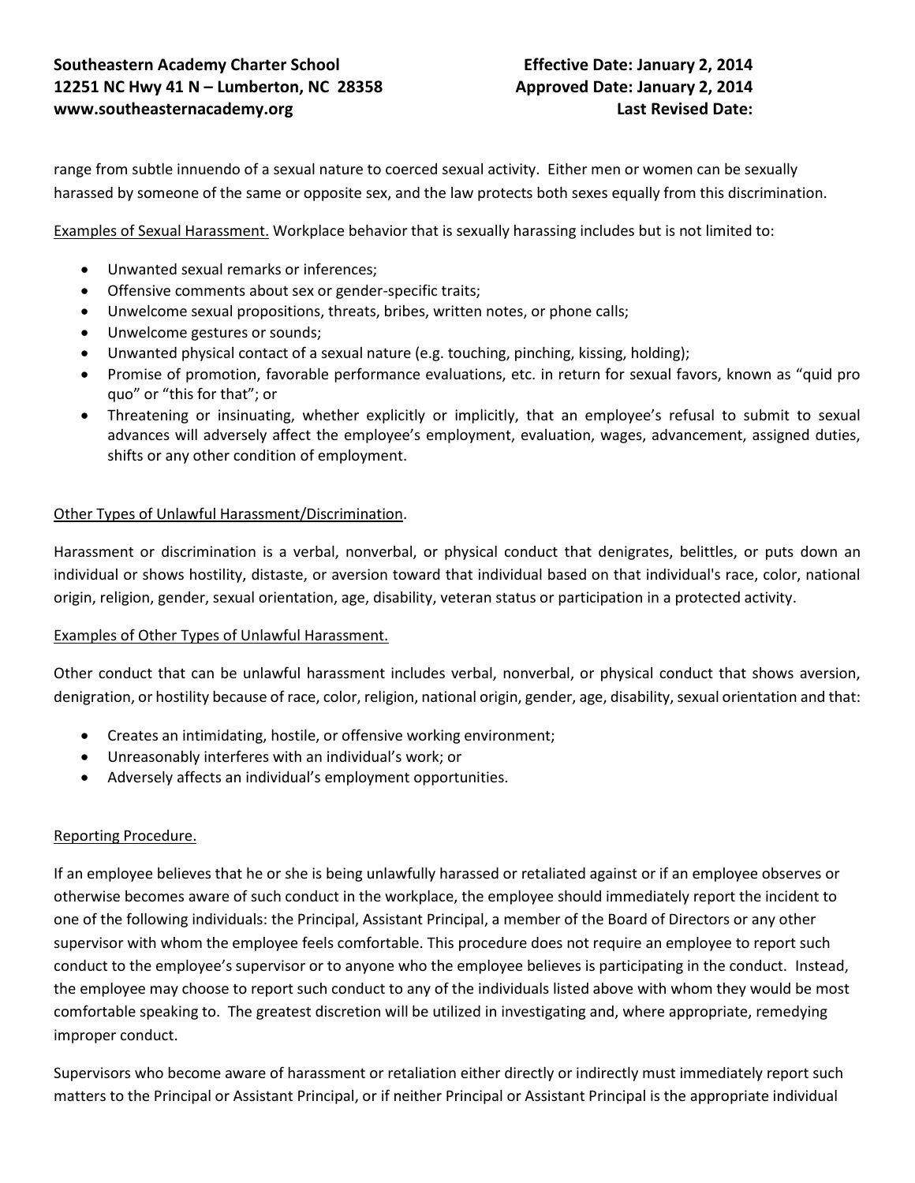range from subtle innuendo of a sexual nature to coerced sexual activity. Either men or women can be sexually harassed by someone of the same or opposite sex, and the law protects both sexes equally from this discrimination.

Examples of Sexual Harassment. Workplace behavior that is sexually harassing includes but is not limited to:

- Unwanted sexual remarks or inferences;
- Offensive comments about sex or gender-specific traits;
- Unwelcome sexual propositions, threats, bribes, written notes, or phone calls;
- Unwelcome gestures or sounds;
- Unwanted physical contact of a sexual nature (e.g. touching, pinching, kissing, holding);
- Promise of promotion, favorable performance evaluations, etc. in return for sexual favors, known as "quid pro quo" or "this for that"; or
- Threatening or insinuating, whether explicitly or implicitly, that an employee's refusal to submit to sexual advances will adversely affect the employee's employment, evaluation, wages, advancement, assigned duties, shifts or any other condition of employment.

Other Types of Unlawful Harassment/Discrimination.

Harassment or discrimination is a verbal, nonverbal, or physical conduct that denigrates, belittles, or puts down an individual or shows hostility, distaste, or aversion toward that individual based on that individual's race, color, national origin, religion, gender, sexual orientation, age, disability, veteran status or participation in a protected activity.

Examples of Other Types of Unlawful Harassment.

Other conduct that can be unlawful harassment includes verbal, nonverbal, or physical conduct that shows aversion, denigration, or hostility because of race, color, religion, national origin, gender, age, disability, sexual orientation and that:

- Creates an intimidating, hostile, or offensive working environment;
- Unreasonably interferes with an individual's work; or
- Adversely affects an individual's employment opportunities.

Reporting Procedure.

If an employee believes that he or she is being unlawfully harassed or retaliated against or if an employee observes or otherwise becomes aware of such conduct in the workplace, the employee should immediately report the incident to one of the following individuals: the Principal, Assistant Principal, a member of the Board of Directors or any other supervisor with whom the employee feels comfortable. This procedure does not require an employee to report such conduct to the employee's supervisor or to anyone who the employee believes is participating in the conduct. Instead, the employee may choose to report such conduct to any of the individuals listed above with whom they would be most comfortable speaking to. The greatest discretion will be utilized in investigating and, where appropriate, remedying improper conduct.

Supervisors who become aware of harassment or retaliation either directly or indirectly must immediately report such matters to the Principal or Assistant Principal, or if neither Principal or Assistant Principal is the appropriate individual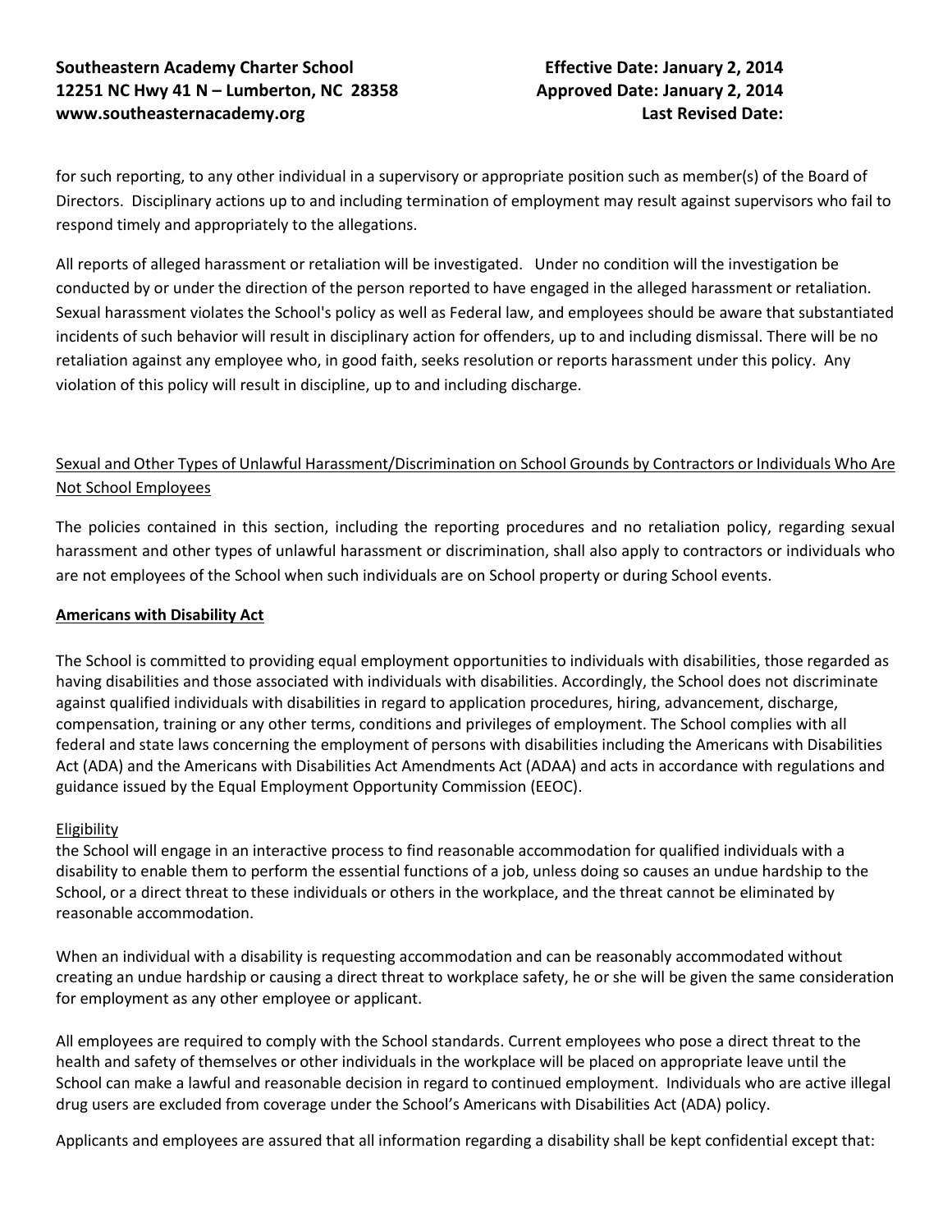for such reporting, to any other individual in a supervisory or appropriate position such as member(s) of the Board of Directors. Disciplinary actions up to and including termination of employment may result against supervisors who fail to respond timely and appropriately to the allegations.

All reports of alleged harassment or retaliation will be investigated. Under no condition will the investigation be conducted by or under the direction of the person reported to have engaged in the alleged harassment or retaliation. Sexual harassment violates the School's policy as well as Federal law, and employees should be aware that substantiated incidents of such behavior will result in disciplinary action for offenders, up to and including dismissal. There will be no retaliation against any employee who, in good faith, seeks resolution or reports harassment under this policy. Any violation of this policy will result in discipline, up to and including discharge.

<u>Sexual and Other Types of Unlawful Harassment/Discrimination on School Grounds by Contractors or Individuals Who Are Not School Employees</u>

The policies contained in this section, including the reporting procedures and no retaliation policy, regarding sexual harassment and other types of unlawful harassment or discrimination, shall also apply to contractors or individuals who are not employees of the School when such individuals are on School property or during School events.

**<u>Americans with Disability Act</u>**

The School is committed to providing equal employment opportunities to individuals with disabilities, those regarded as having disabilities and those associated with individuals with disabilities. Accordingly, the School does not discriminate against qualified individuals with disabilities in regard to application procedures, hiring, advancement, discharge, compensation, training or any other terms, conditions and privileges of employment. The School complies with all federal and state laws concerning the employment of persons with disabilities including the Americans with Disabilities Act (ADA) and the Americans with Disabilities Act Amendments Act (ADAA) and acts in accordance with regulations and guidance issued by the Equal Employment Opportunity Commission (EEOC).

<u>Eligibility</u>

the School will engage in an interactive process to find reasonable accommodation for qualified individuals with a disability to enable them to perform the essential functions of a job, unless doing so causes an undue hardship to the School, or a direct threat to these individuals or others in the workplace, and the threat cannot be eliminated by reasonable accommodation.

When an individual with a disability is requesting accommodation and can be reasonably accommodated without creating an undue hardship or causing a direct threat to workplace safety, he or she will be given the same consideration for employment as any other employee or applicant.

All employees are required to comply with the School standards. Current employees who pose a direct threat to the health and safety of themselves or other individuals in the workplace will be placed on appropriate leave until the School can make a lawful and reasonable decision in regard to continued employment. Individuals who are active illegal drug users are excluded from coverage under the School's Americans with Disabilities Act (ADA) policy.

Applicants and employees are assured that all information regarding a disability shall be kept confidential except that: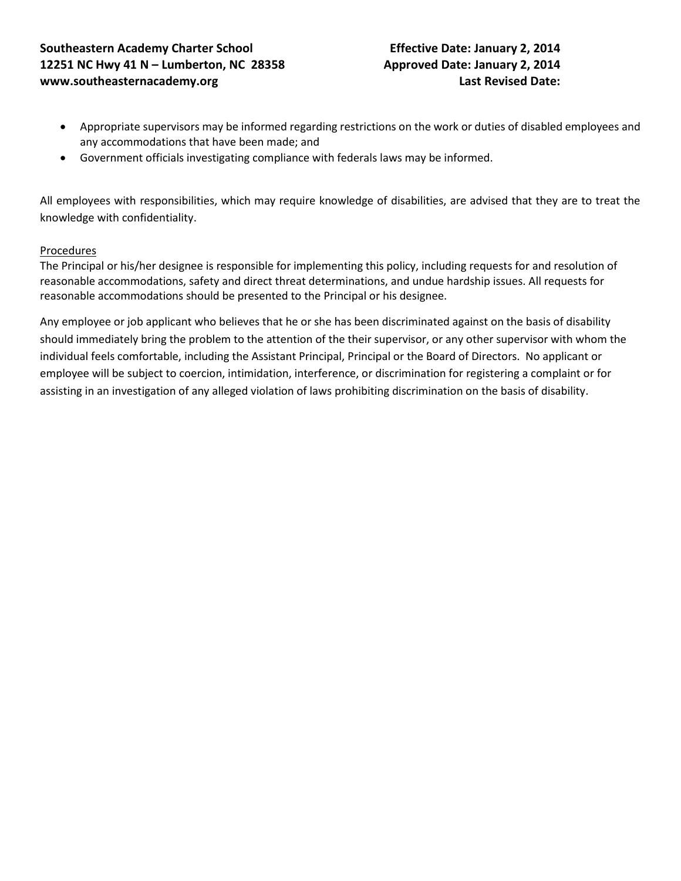- Appropriate supervisors may be informed regarding restrictions on the work or duties of disabled employees and any accommodations that have been made; and
- Government officials investigating compliance with federals laws may be informed.

All employees with responsibilities, which may require knowledge of disabilities, are advised that they are to treat the knowledge with confidentiality.

Procedures

The Principal or his/her designee is responsible for implementing this policy, including requests for and resolution of reasonable accommodations, safety and direct threat determinations, and undue hardship issues. All requests for reasonable accommodations should be presented to the Principal or his designee.

Any employee or job applicant who believes that he or she has been discriminated against on the basis of disability should immediately bring the problem to the attention of the their supervisor, or any other supervisor with whom the individual feels comfortable, including the Assistant Principal, Principal or the Board of Directors. No applicant or employee will be subject to coercion, intimidation, interference, or discrimination for registering a complaint or for assisting in an investigation of any alleged violation of laws prohibiting discrimination on the basis of disability.